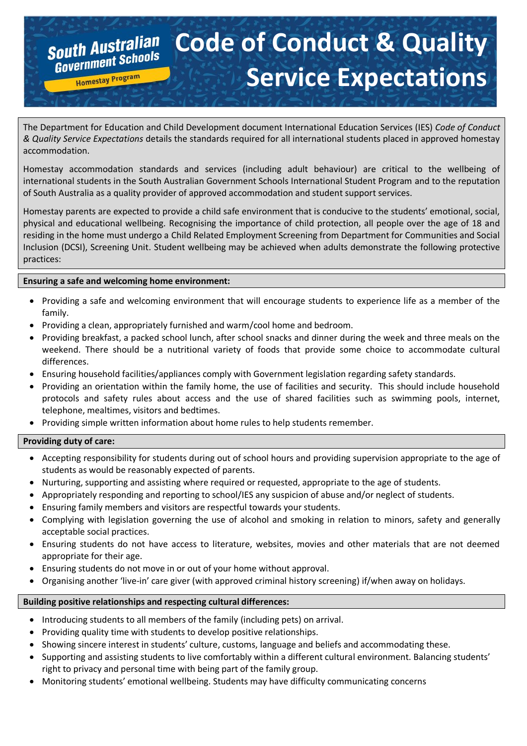# Code of Conduct & Quality Service Expectations

South Australian Government Schools
Homestay Program

The Department for Education and Child Development document International Education Services (IES) *Code of Conduct & Quality Service Expectations* details the standards required for all international students placed in approved homestay accommodation.

Homestay accommodation standards and services (including adult behaviour) are critical to the wellbeing of international students in the South Australian Government Schools International Student Program and to the reputation of South Australia as a quality provider of approved accommodation and student support services.

Homestay parents are expected to provide a child safe environment that is conducive to the students' emotional, social, physical and educational wellbeing. Recognising the importance of child protection, all people over the age of 18 and residing in the home must undergo a Child Related Employment Screening from Department for Communities and Social Inclusion (DCSI), Screening Unit. Student wellbeing may be achieved when adults demonstrate the following protective practices:

**Ensuring a safe and welcoming home environment:**

- Providing a safe and welcoming environment that will encourage students to experience life as a member of the family.
- Providing a clean, appropriately furnished and warm/cool home and bedroom.
- Providing breakfast, a packed school lunch, after school snacks and dinner during the week and three meals on the weekend. There should be a nutritional variety of foods that provide some choice to accommodate cultural differences.
- Ensuring household facilities/appliances comply with Government legislation regarding safety standards.
- Providing an orientation within the family home, the use of facilities and security. This should include household protocols and safety rules about access and the use of shared facilities such as swimming pools, internet, telephone, mealtimes, visitors and bedtimes.
- Providing simple written information about home rules to help students remember.

**Providing duty of care:**

- Accepting responsibility for students during out of school hours and providing supervision appropriate to the age of students as would be reasonably expected of parents.
- Nurturing, supporting and assisting where required or requested, appropriate to the age of students.
- Appropriately responding and reporting to school/IES any suspicion of abuse and/or neglect of students.
- Ensuring family members and visitors are respectful towards your students.
- Complying with legislation governing the use of alcohol and smoking in relation to minors, safety and generally acceptable social practices.
- Ensuring students do not have access to literature, websites, movies and other materials that are not deemed appropriate for their age.
- Ensuring students do not move in or out of your home without approval.
- Organising another 'live-in' care giver (with approved criminal history screening) if/when away on holidays.

**Building positive relationships and respecting cultural differences:**

- Introducing students to all members of the family (including pets) on arrival.
- Providing quality time with students to develop positive relationships.
- Showing sincere interest in students' culture, customs, language and beliefs and accommodating these.
- Supporting and assisting students to live comfortably within a different cultural environment. Balancing students' right to privacy and personal time with being part of the family group.
- Monitoring students' emotional wellbeing. Students may have difficulty communicating concerns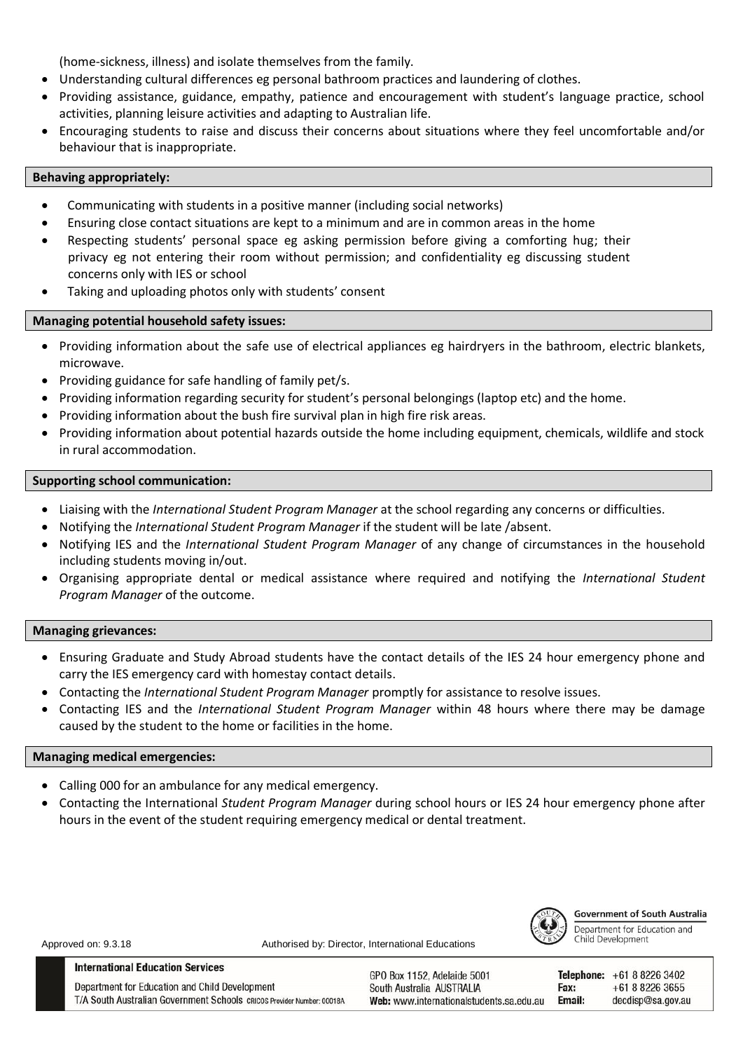(home-sickness, illness) and isolate themselves from the family.

- Understanding cultural differences eg personal bathroom practices and laundering of clothes.
- Providing assistance, guidance, empathy, patience and encouragement with student's language practice, school activities, planning leisure activities and adapting to Australian life.
- Encouraging students to raise and discuss their concerns about situations where they feel uncomfortable and/or behaviour that is inappropriate.

**Behaving appropriately:**

- Communicating with students in a positive manner (including social networks)
- Ensuring close contact situations are kept to a minimum and are in common areas in the home
- Respecting students' personal space eg asking permission before giving a comforting hug; their privacy eg not entering their room without permission; and confidentiality eg discussing student concerns only with IES or school
- Taking and uploading photos only with students' consent

**Managing potential household safety issues:**

- Providing information about the safe use of electrical appliances eg hairdryers in the bathroom, electric blankets, microwave.
- Providing guidance for safe handling of family pet/s.
- Providing information regarding security for student's personal belongings (laptop etc) and the home.
- Providing information about the bush fire survival plan in high fire risk areas.
- Providing information about potential hazards outside the home including equipment, chemicals, wildlife and stock in rural accommodation.

**Supporting school communication:**

- Liaising with the *International Student Program Manager* at the school regarding any concerns or difficulties.
- Notifying the *International Student Program Manager* if the student will be late /absent.
- Notifying IES and the *International Student Program Manager* of any change of circumstances in the household including students moving in/out.
- Organising appropriate dental or medical assistance where required and notifying the *International Student Program Manager* of the outcome.

**Managing grievances:**

- Ensuring Graduate and Study Abroad students have the contact details of the IES 24 hour emergency phone and carry the IES emergency card with homestay contact details.
- Contacting the *International Student Program Manager* promptly for assistance to resolve issues.
- Contacting IES and the *International Student Program Manager* within 48 hours where there may be damage caused by the student to the home or facilities in the home.

**Managing medical emergencies:**

- Calling 000 for an ambulance for any medical emergency.
- Contacting the International *Student Program Manager* during school hours or IES 24 hour emergency phone after hours in the event of the student requiring emergency medical or dental treatment.

Approved on: 9.3.18 Authorised by: Director, International Educations

Government of South Australia
Department for Education and Child Development

**International Education Services**
Department for Education and Child Development
T/A South Australian Government Schools CRICOS Provider Number: 00018A

GPO Box 1152, Adelaide 5001
South Australia AUSTRALIA
**Web:** www.internationalstudents.sa.edu.au

**Telephone:** +61 8 8226 3402
**Fax:** +61 8 8226 3655
**Email:** decdisp@sa.gov.au